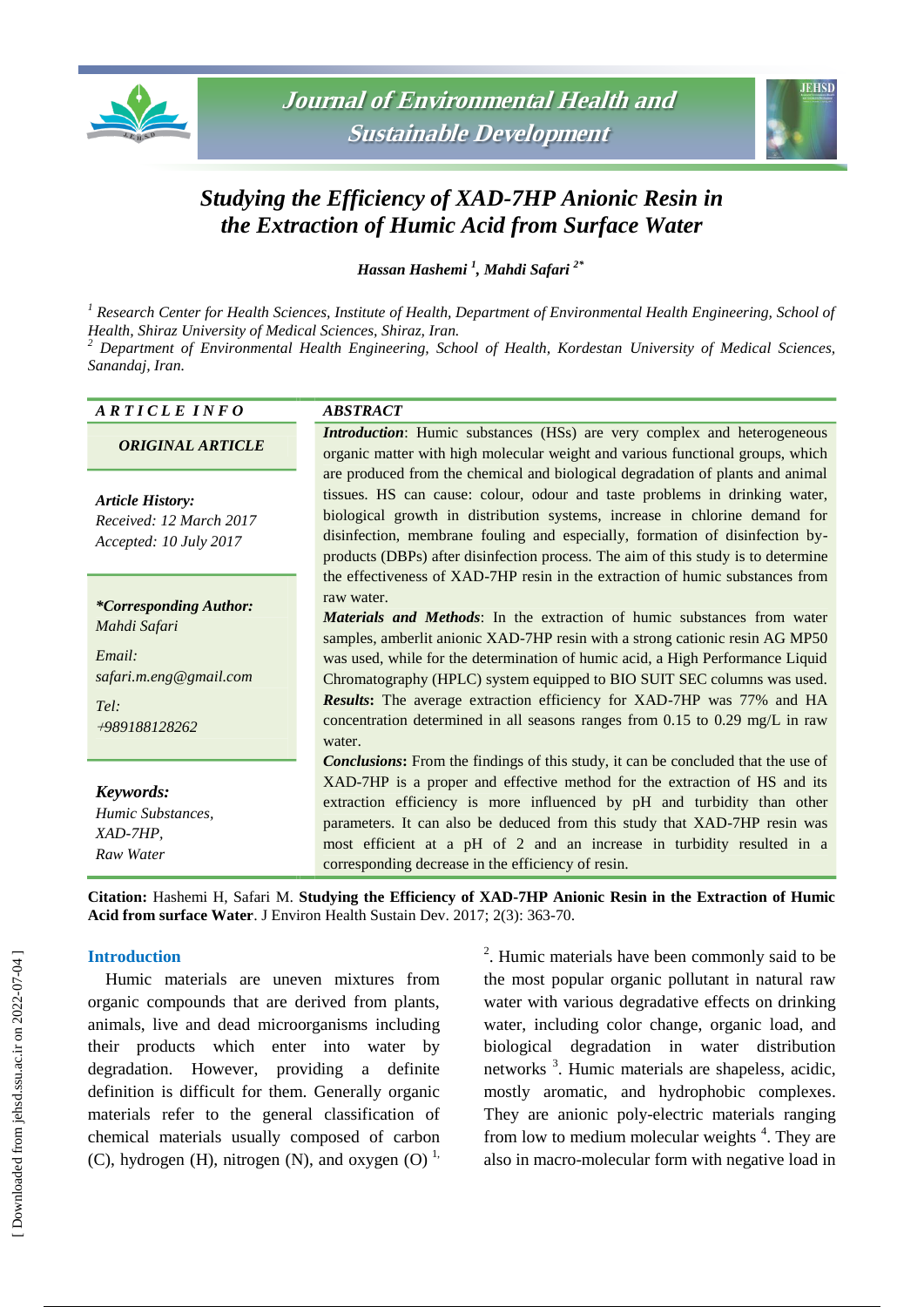# Studying the Efficiency of XAD-7HP Anionic Resin in the Extraction of Humic Acid from Surface Water

***Hassan Hashemi* [1], *Mahdi Safari* [2*]**

[1] *Research Center for Health Sciences, Institute of Health, Department of Environmental Health Engineering, School of Health, Shiraz University of Medical Sciences, Shiraz, Iran.*

[2] *Department of Environmental Health Engineering, School of Health, Kordestan University of Medical Sciences, Sanandaj, Iran.*

**ARTICLE INFO**

***ORIGINAL ARTICLE***

***Article History:***
*Received: 12 March 2017*
*Accepted: 10 July 2017*

***\*Corresponding Author:***
*Mahdi Safari*

*Email:*
*safari.m.eng@gmail.com*

*Tel:*
*+989188128262*

***Keywords:***
*Humic Substances,*
*XAD-7HP,*
*Raw Water*

**ABSTRACT**

***Introduction***: Humic substances (HSs) are very complex and heterogeneous organic matter with high molecular weight and various functional groups, which are produced from the chemical and biological degradation of plants and animal tissues. HS can cause: colour, odour and taste problems in drinking water, biological growth in distribution systems, increase in chlorine demand for disinfection, membrane fouling and especially, formation of disinfection by-products (DBPs) after disinfection process. The aim of this study is to determine the effectiveness of XAD-7HP resin in the extraction of humic substances from raw water.

***Materials and Methods***: In the extraction of humic substances from water samples, amberlit anionic XAD-7HP resin with a strong cationic resin AG MP50 was used, while for the determination of humic acid, a High Performance Liquid Chromatography (HPLC) system equipped to BIO SUIT SEC columns was used.

***Results***: The average extraction efficiency for XAD-7HP was 77% and HA concentration determined in all seasons ranges from 0.15 to 0.29 mg/L in raw water.

***Conclusions***: From the findings of this study, it can be concluded that the use of XAD-7HP is a proper and effective method for the extraction of HS and its extraction efficiency is more influenced by pH and turbidity than other parameters. It can also be deduced from this study that XAD-7HP resin was most efficient at a pH of 2 and an increase in turbidity resulted in a corresponding decrease in the efficiency of resin.

**Citation:** Hashemi H, Safari M. **Studying the Efficiency of XAD-7HP Anionic Resin in the Extraction of Humic Acid from surface Water**. J Environ Health Sustain Dev. 2017; 2(3): 363-70.

## Introduction

Humic materials are uneven mixtures from organic compounds that are derived from plants, animals, live and dead microorganisms including their products which enter into water by degradation. However, providing a definite definition is difficult for them. Generally organic materials refer to the general classification of chemical materials usually composed of carbon (C), hydrogen (H), nitrogen (N), and oxygen (O) [1, 2]. Humic materials have been commonly said to be the most popular organic pollutant in natural raw water with various degradative effects on drinking water, including color change, organic load, and biological degradation in water distribution networks [3]. Humic materials are shapeless, acidic, mostly aromatic, and hydrophobic complexes. They are anionic poly-electric materials ranging from low to medium molecular weights [4]. They are also in macro-molecular form with negative load in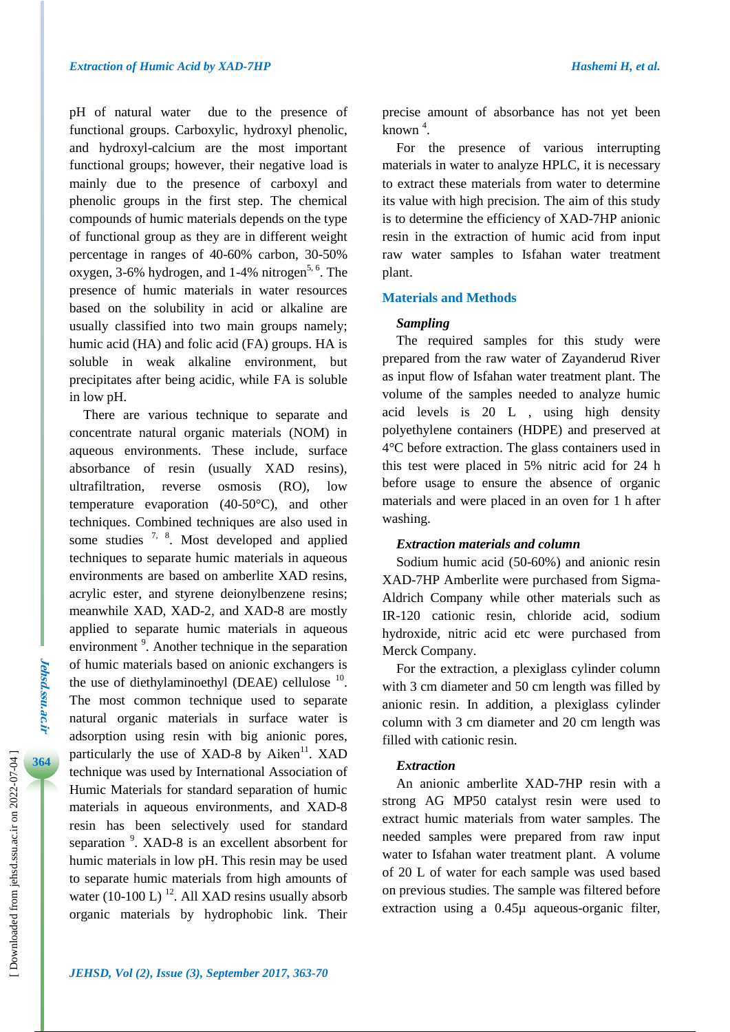pH of natural water due to the presence of functional groups. Carboxylic, hydroxyl phenolic, and hydroxyl-calcium are the most important functional groups; however, their negative load is mainly due to the presence of carboxyl and phenolic groups in the first step. The chemical compounds of humic materials depends on the type of functional group as they are in different weight percentage in ranges of 40-60% carbon, 30-50% oxygen, 3-6% hydrogen, and 1-4% nitrogen[5, 6]. The presence of humic materials in water resources based on the solubility in acid or alkaline are usually classified into two main groups namely; humic acid (HA) and folic acid (FA) groups. HA is soluble in weak alkaline environment, but precipitates after being acidic, while FA is soluble in low pH.

There are various technique to separate and concentrate natural organic materials (NOM) in aqueous environments. These include, surface absorbance of resin (usually XAD resins), ultrafiltration, reverse osmosis (RO), low temperature evaporation (40-50°C), and other techniques. Combined techniques are also used in some studies [7, 8]. Most developed and applied techniques to separate humic materials in aqueous environments are based on amberlite XAD resins, acrylic ester, and styrene deionylbenzene resins; meanwhile XAD, XAD-2, and XAD-8 are mostly applied to separate humic materials in aqueous environment [9]. Another technique in the separation of humic materials based on anionic exchangers is the use of diethylaminoethyl (DEAE) cellulose [10]. The most common technique used to separate natural organic materials in surface water is adsorption using resin with big anionic pores, particularly the use of XAD-8 by Aiken[11]. XAD technique was used by International Association of Humic Materials for standard separation of humic materials in aqueous environments, and XAD-8 resin has been selectively used for standard separation [9]. XAD-8 is an excellent absorbent for humic materials in low pH. This resin may be used to separate humic materials from high amounts of water (10-100 L) [12]. All XAD resins usually absorb organic materials by hydrophobic link. Their precise amount of absorbance has not yet been known [4].

For the presence of various interrupting materials in water to analyze HPLC, it is necessary to extract these materials from water to determine its value with high precision. The aim of this study is to determine the efficiency of XAD-7HP anionic resin in the extraction of humic acid from input raw water samples to Isfahan water treatment plant.

## Materials and Methods

### *Sampling*

The required samples for this study were prepared from the raw water of Zayanderud River as input flow of Isfahan water treatment plant. The volume of the samples needed to analyze humic acid levels is 20 L , using high density polyethylene containers (HDPE) and preserved at 4°C before extraction. The glass containers used in this test were placed in 5% nitric acid for 24 h before usage to ensure the absence of organic materials and were placed in an oven for 1 h after washing.

### *Extraction materials and column*

Sodium humic acid (50-60%) and anionic resin XAD-7HP Amberlite were purchased from Sigma-Aldrich Company while other materials such as IR-120 cationic resin, chloride acid, sodium hydroxide, nitric acid etc were purchased from Merck Company.

For the extraction, a plexiglass cylinder column with 3 cm diameter and 50 cm length was filled by anionic resin. In addition, a plexiglass cylinder column with 3 cm diameter and 20 cm length was filled with cationic resin.

### *Extraction*

An anionic amberlite XAD-7HP resin with a strong AG MP50 catalyst resin were used to extract humic materials from water samples. The needed samples were prepared from raw input water to Isfahan water treatment plant. A volume of 20 L of water for each sample was used based on previous studies. The sample was filtered before extraction using a 0.45μ aqueous-organic filter,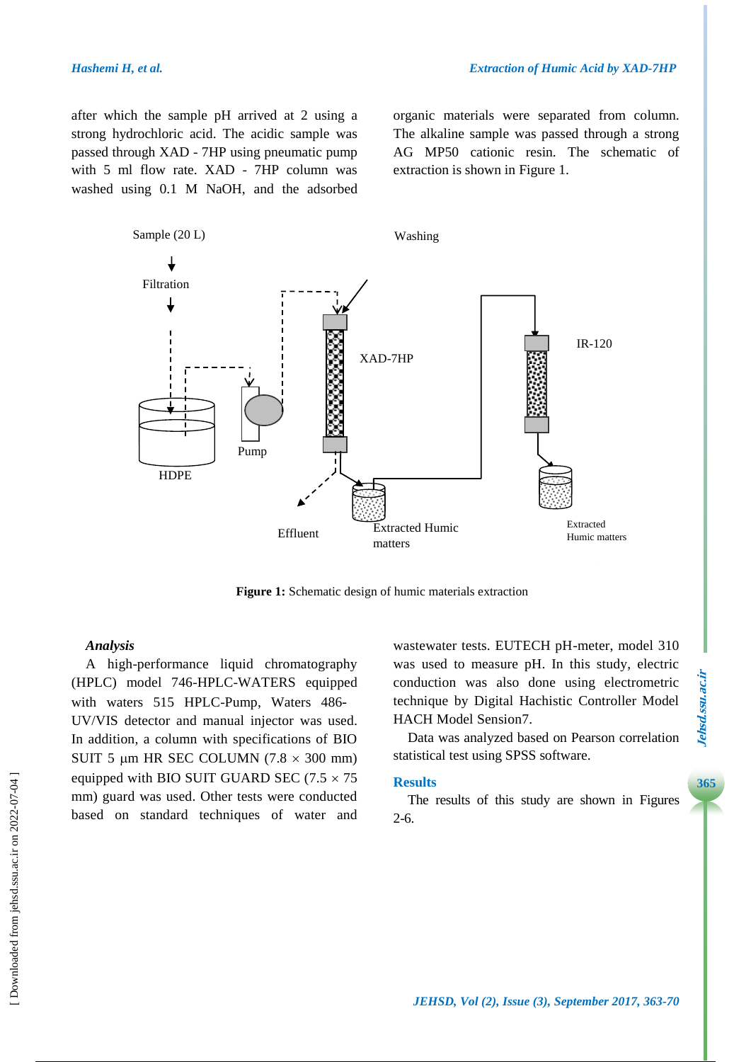after which the sample pH arrived at 2 using a strong hydrochloric acid. The acidic sample was passed through XAD - 7HP using pneumatic pump with 5 ml flow rate. XAD - 7HP column was washed using 0.1 M NaOH, and the adsorbed organic materials were separated from column. The alkaline sample was passed through a strong AG MP50 cationic resin. The schematic of extraction is shown in Figure 1.

**Figure 1:** Schematic design of humic materials extraction

***Analysis***

A high-performance liquid chromatography (HPLC) model 746-HPLC-WATERS equipped with waters 515 HPLC-Pump, Waters 486-UV/VIS detector and manual injector was used. In addition, a column with specifications of BIO SUIT 5 µm HR SEC COLUMN (7.8 × 300 mm) equipped with BIO SUIT GUARD SEC (7.5 × 75 mm) guard was used. Other tests were conducted based on standard techniques of water and wastewater tests. EUTECH pH-meter, model 310 was used to measure pH. In this study, electric conduction was also done using electrometric technique by Digital Hachistic Controller Model HACH Model Sension7.

Data was analyzed based on Pearson correlation statistical test using SPSS software.

## Results

The results of this study are shown in Figures 2-6.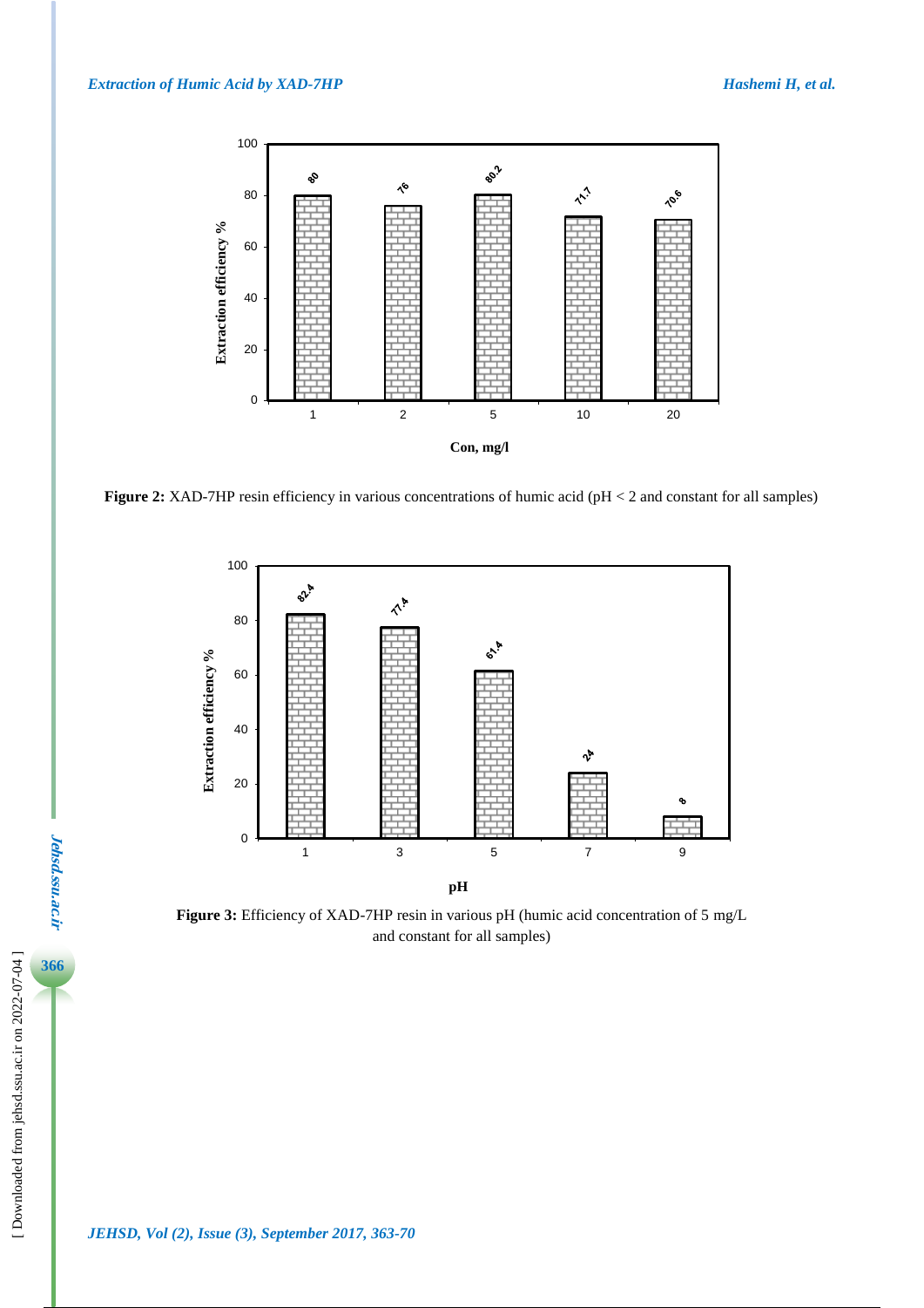**Figure 2:** XAD-7HP resin efficiency in various concentrations of humic acid (pH < 2 and constant for all samples)

**Figure 3:** Efficiency of XAD-7HP resin in various pH (humic acid concentration of 5 mg/L and constant for all samples)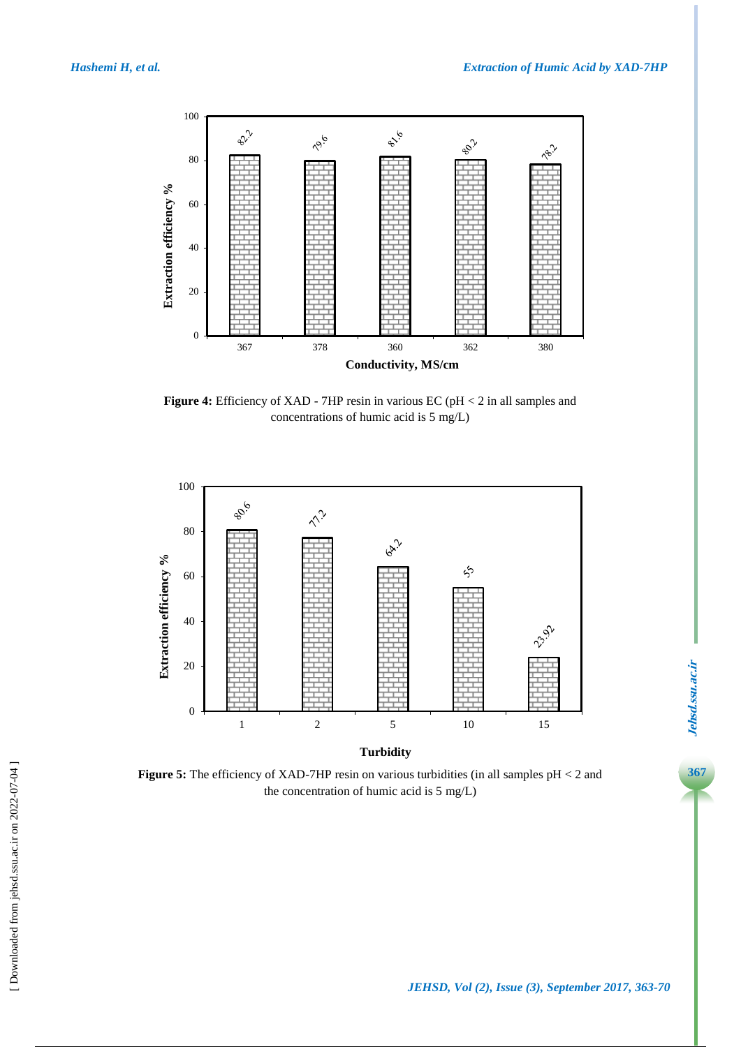**Figure 4:** Efficiency of XAD - 7HP resin in various EC (pH < 2 in all samples and concentrations of humic acid is 5 mg/L)

**Figure 5:** The efficiency of XAD-7HP resin on various turbidities (in all samples pH < 2 and the concentration of humic acid is 5 mg/L)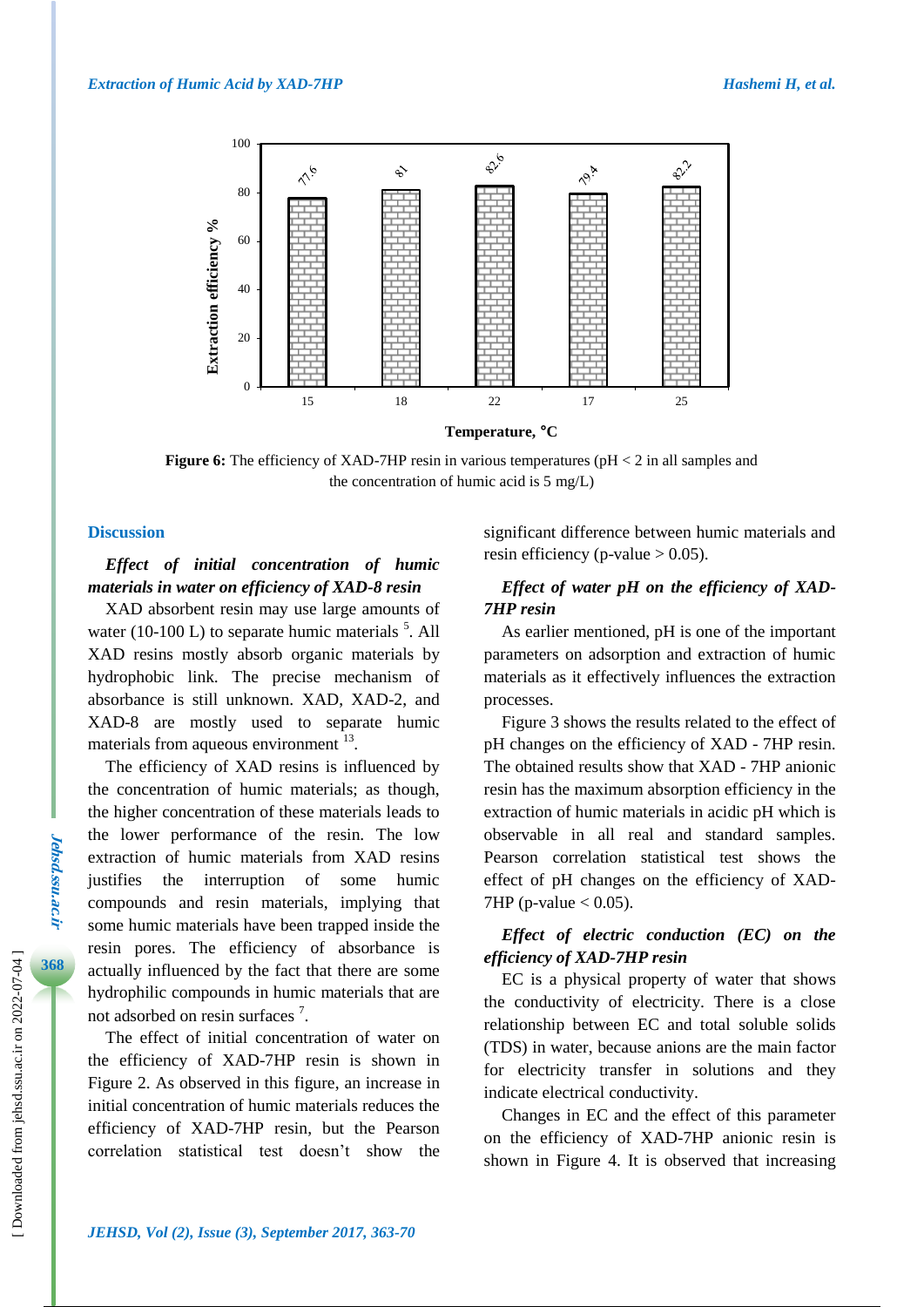Figure 6: The efficiency of XAD-7HP resin in various temperatures (pH < 2 in all samples and the concentration of humic acid is 5 mg/L)

## Discussion

### *Effect of initial concentration of humic materials in water on efficiency of XAD-8 resin*

XAD absorbent resin may use large amounts of water (10-100 L) to separate humic materials [5]. All XAD resins mostly absorb organic materials by hydrophobic link. The precise mechanism of absorbance is still unknown. XAD, XAD-2, and XAD-8 are mostly used to separate humic materials from aqueous environment [13].

The efficiency of XAD resins is influenced by the concentration of humic materials; as though, the higher concentration of these materials leads to the lower performance of the resin. The low extraction of humic materials from XAD resins justifies the interruption of some humic compounds and resin materials, implying that some humic materials have been trapped inside the resin pores. The efficiency of absorbance is actually influenced by the fact that there are some hydrophilic compounds in humic materials that are not adsorbed on resin surfaces [7].

The effect of initial concentration of water on the efficiency of XAD-7HP resin is shown in Figure 2. As observed in this figure, an increase in initial concentration of humic materials reduces the efficiency of XAD-7HP resin, but the Pearson correlation statistical test doesn't show the significant difference between humic materials and resin efficiency (p-value > 0.05).

### *Effect of water pH on the efficiency of XAD-7HP resin*

As earlier mentioned, pH is one of the important parameters on adsorption and extraction of humic materials as it effectively influences the extraction processes.

Figure 3 shows the results related to the effect of pH changes on the efficiency of XAD - 7HP resin. The obtained results show that XAD - 7HP anionic resin has the maximum absorption efficiency in the extraction of humic materials in acidic pH which is observable in all real and standard samples. Pearson correlation statistical test shows the effect of pH changes on the efficiency of XAD-7HP (p-value < 0.05).

### *Effect of electric conduction (EC) on the efficiency of XAD-7HP resin*

EC is a physical property of water that shows the conductivity of electricity. There is a close relationship between EC and total soluble solids (TDS) in water, because anions are the main factor for electricity transfer in solutions and they indicate electrical conductivity.

Changes in EC and the effect of this parameter on the efficiency of XAD-7HP anionic resin is shown in Figure 4. It is observed that increasing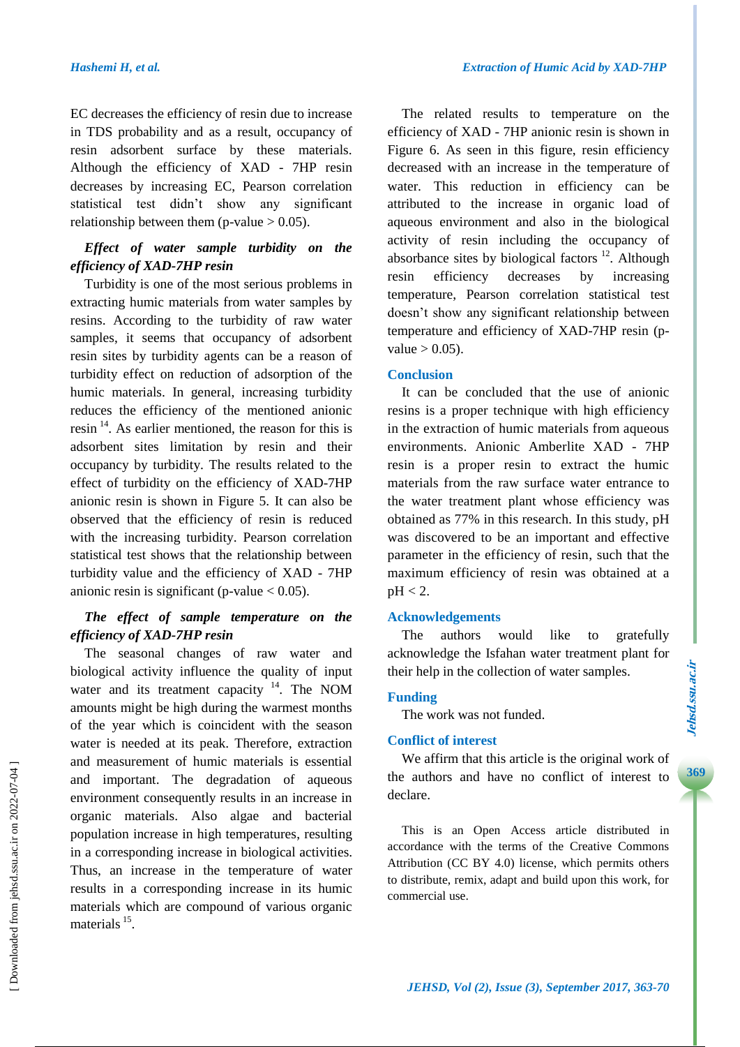EC decreases the efficiency of resin due to increase in TDS probability and as a result, occupancy of resin adsorbent surface by these materials. Although the efficiency of XAD - 7HP resin decreases by increasing EC, Pearson correlation statistical test didn't show any significant relationship between them (p-value > 0.05).

### *Effect of water sample turbidity on the efficiency of XAD-7HP resin*

Turbidity is one of the most serious problems in extracting humic materials from water samples by resins. According to the turbidity of raw water samples, it seems that occupancy of adsorbent resin sites by turbidity agents can be a reason of turbidity effect on reduction of adsorption of the humic materials. In general, increasing turbidity reduces the efficiency of the mentioned anionic resin [14]. As earlier mentioned, the reason for this is adsorbent sites limitation by resin and their occupancy by turbidity. The results related to the effect of turbidity on the efficiency of XAD-7HP anionic resin is shown in Figure 5. It can also be observed that the efficiency of resin is reduced with the increasing turbidity. Pearson correlation statistical test shows that the relationship between turbidity value and the efficiency of XAD - 7HP anionic resin is significant (p-value < 0.05).

### *The effect of sample temperature on the efficiency of XAD-7HP resin*

The seasonal changes of raw water and biological activity influence the quality of input water and its treatment capacity [14]. The NOM amounts might be high during the warmest months of the year which is coincident with the season water is needed at its peak. Therefore, extraction and measurement of humic materials is essential and important. The degradation of aqueous environment consequently results in an increase in organic materials. Also algae and bacterial population increase in high temperatures, resulting in a corresponding increase in biological activities. Thus, an increase in the temperature of water results in a corresponding increase in its humic materials which are compound of various organic materials [15].

The related results to temperature on the efficiency of XAD - 7HP anionic resin is shown in Figure 6. As seen in this figure, resin efficiency decreased with an increase in the temperature of water. This reduction in efficiency can be attributed to the increase in organic load of aqueous environment and also in the biological activity of resin including the occupancy of absorbance sites by biological factors [12]. Although resin efficiency decreases by increasing temperature, Pearson correlation statistical test doesn't show any significant relationship between temperature and efficiency of XAD-7HP resin (p-value > 0.05).

## Conclusion

It can be concluded that the use of anionic resins is a proper technique with high efficiency in the extraction of humic materials from aqueous environments. Anionic Amberlite XAD - 7HP resin is a proper resin to extract the humic materials from the raw surface water entrance to the water treatment plant whose efficiency was obtained as 77% in this research. In this study, pH was discovered to be an important and effective parameter in the efficiency of resin, such that the maximum efficiency of resin was obtained at a pH < 2.

## Acknowledgements

The authors would like to gratefully acknowledge the Isfahan water treatment plant for their help in the collection of water samples.

## Funding

The work was not funded.

## Conflict of interest

We affirm that this article is the original work of the authors and have no conflict of interest to declare.

This is an Open Access article distributed in accordance with the terms of the Creative Commons Attribution (CC BY 4.0) license, which permits others to distribute, remix, adapt and build upon this work, for commercial use.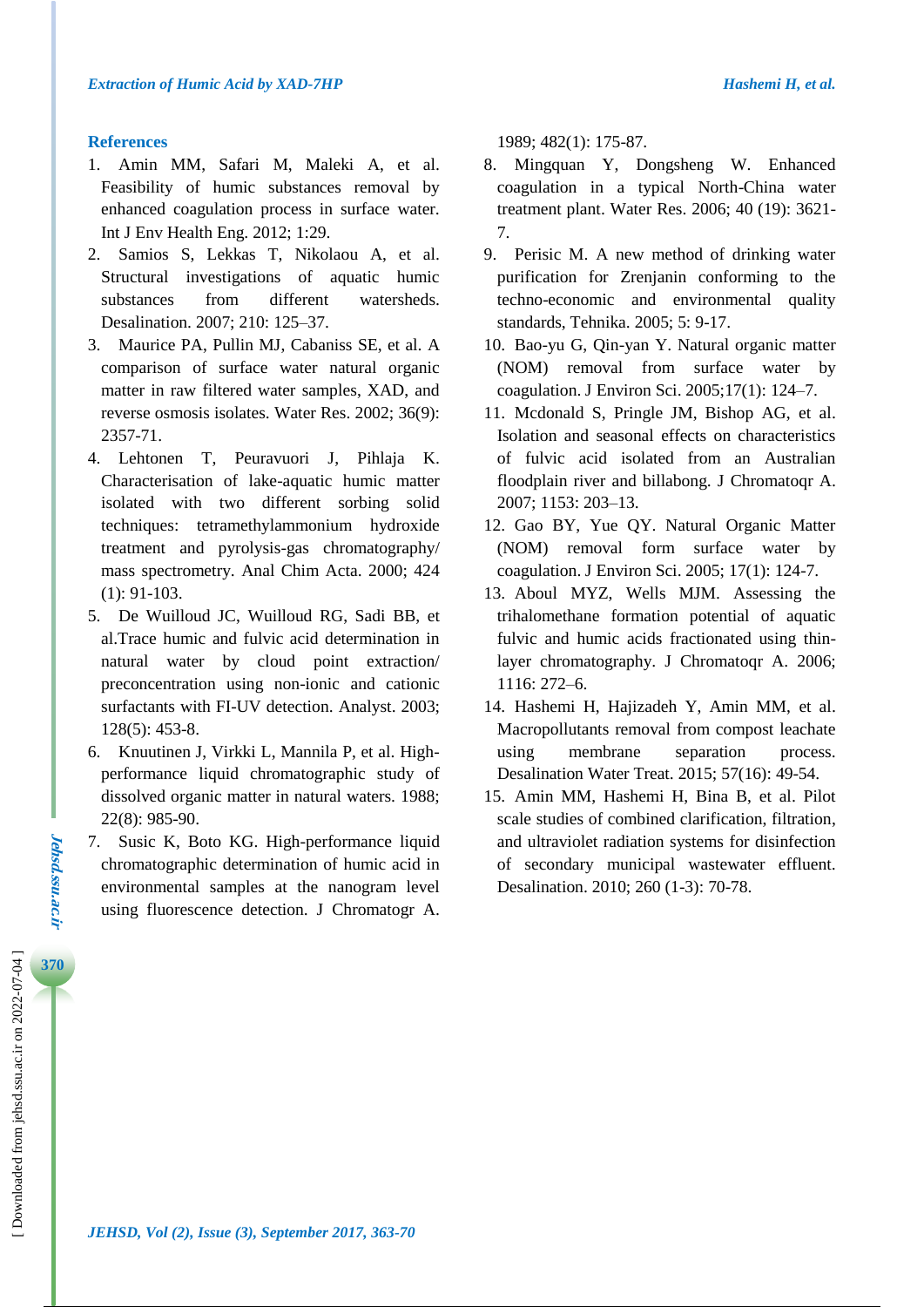## References

1. Amin MM, Safari M, Maleki A, et al. Feasibility of humic substances removal by enhanced coagulation process in surface water. Int J Env Health Eng. 2012; 1:29.
2. Samios S, Lekkas T, Nikolaou A, et al. Structural investigations of aquatic humic substances from different watersheds. Desalination. 2007; 210: 125–37.
3. Maurice PA, Pullin MJ, Cabaniss SE, et al. A comparison of surface water natural organic matter in raw filtered water samples, XAD, and reverse osmosis isolates. Water Res. 2002; 36(9): 2357-71.
4. Lehtonen T, Peuravuori J, Pihlaja K. Characterisation of lake-aquatic humic matter isolated with two different sorbing solid techniques: tetramethylammonium hydroxide treatment and pyrolysis-gas chromatography/ mass spectrometry. Anal Chim Acta. 2000; 424 (1): 91-103.
5. De Wuilloud JC, Wuilloud RG, Sadi BB, et al.Trace humic and fulvic acid determination in natural water by cloud point extraction/ preconcentration using non-ionic and cationic surfactants with FI-UV detection. Analyst. 2003; 128(5): 453-8.
6. Knuutinen J, Virkki L, Mannila P, et al. High-performance liquid chromatographic study of dissolved organic matter in natural waters. 1988; 22(8): 985-90.
7. Susic K, Boto KG. High-performance liquid chromatographic determination of humic acid in environmental samples at the nanogram level using fluorescence detection. J Chromatogr A. 1989; 482(1): 175-87.
8. Mingquan Y, Dongsheng W. Enhanced coagulation in a typical North-China water treatment plant. Water Res. 2006; 40 (19): 3621-7.
9. Perisic M. A new method of drinking water purification for Zrenjanin conforming to the techno-economic and environmental quality standards, Tehnika. 2005; 5: 9-17.
10. Bao-yu G, Qin-yan Y. Natural organic matter (NOM) removal from surface water by coagulation. J Environ Sci. 2005;17(1): 124–7.
11. Mcdonald S, Pringle JM, Bishop AG, et al. Isolation and seasonal effects on characteristics of fulvic acid isolated from an Australian floodplain river and billabong. J Chromatoqr A. 2007; 1153: 203–13.
12. Gao BY, Yue QY. Natural Organic Matter (NOM) removal form surface water by coagulation. J Environ Sci. 2005; 17(1): 124-7.
13. Aboul MYZ, Wells MJM. Assessing the trihalomethane formation potential of aquatic fulvic and humic acids fractionated using thin-layer chromatography. J Chromatoqr A. 2006; 1116: 272–6.
14. Hashemi H, Hajizadeh Y, Amin MM, et al. Macropollutants removal from compost leachate using membrane separation process. Desalination Water Treat. 2015; 57(16): 49-54.
15. Amin MM, Hashemi H, Bina B, et al. Pilot scale studies of combined clarification, filtration, and ultraviolet radiation systems for disinfection of secondary municipal wastewater effluent. Desalination. 2010; 260 (1-3): 70-78.